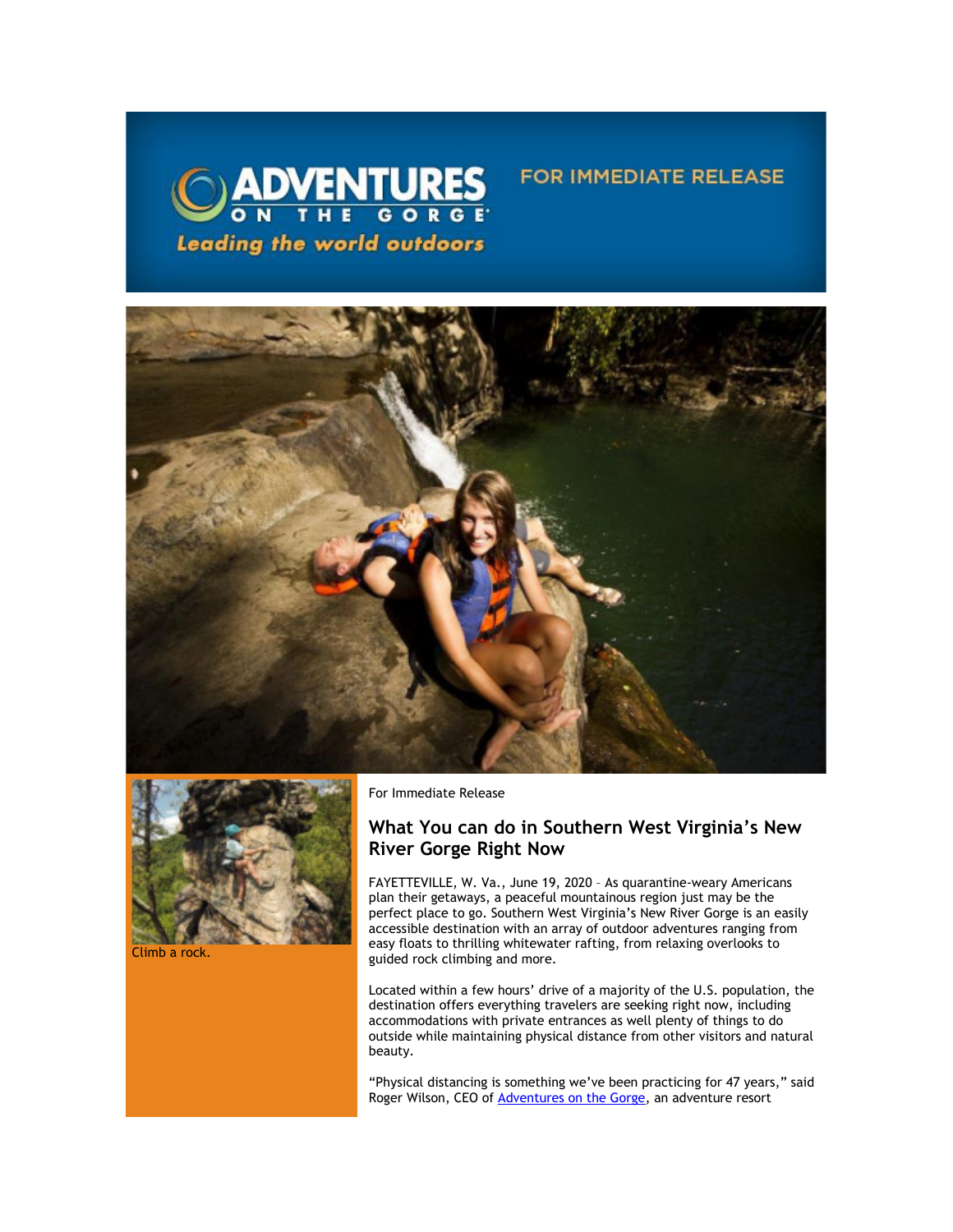ADVENTURES ON THE GORGE

*Leading the world outdoors*

FOR IMMEDIATE RELEASE

Climb a rock.

For Immediate Release

## What You can do in Southern West Virginia's New River Gorge Right Now

FAYETTEVILLE, W. Va., June 19, 2020 – As quarantine-weary Americans plan their getaways, a peaceful mountainous region just may be the perfect place to go. Southern West Virginia's New River Gorge is an easily accessible destination with an array of outdoor adventures ranging from easy floats to thrilling whitewater rafting, from relaxing overlooks to guided rock climbing and more.

Located within a few hours' drive of a majority of the U.S. population, the destination offers everything travelers are seeking right now, including accommodations with private entrances as well plenty of things to do outside while maintaining physical distance from other visitors and natural beauty.

"Physical distancing is something we've been practicing for 47 years," said Roger Wilson, CEO of [Adventures on the Gorge], an adventure resort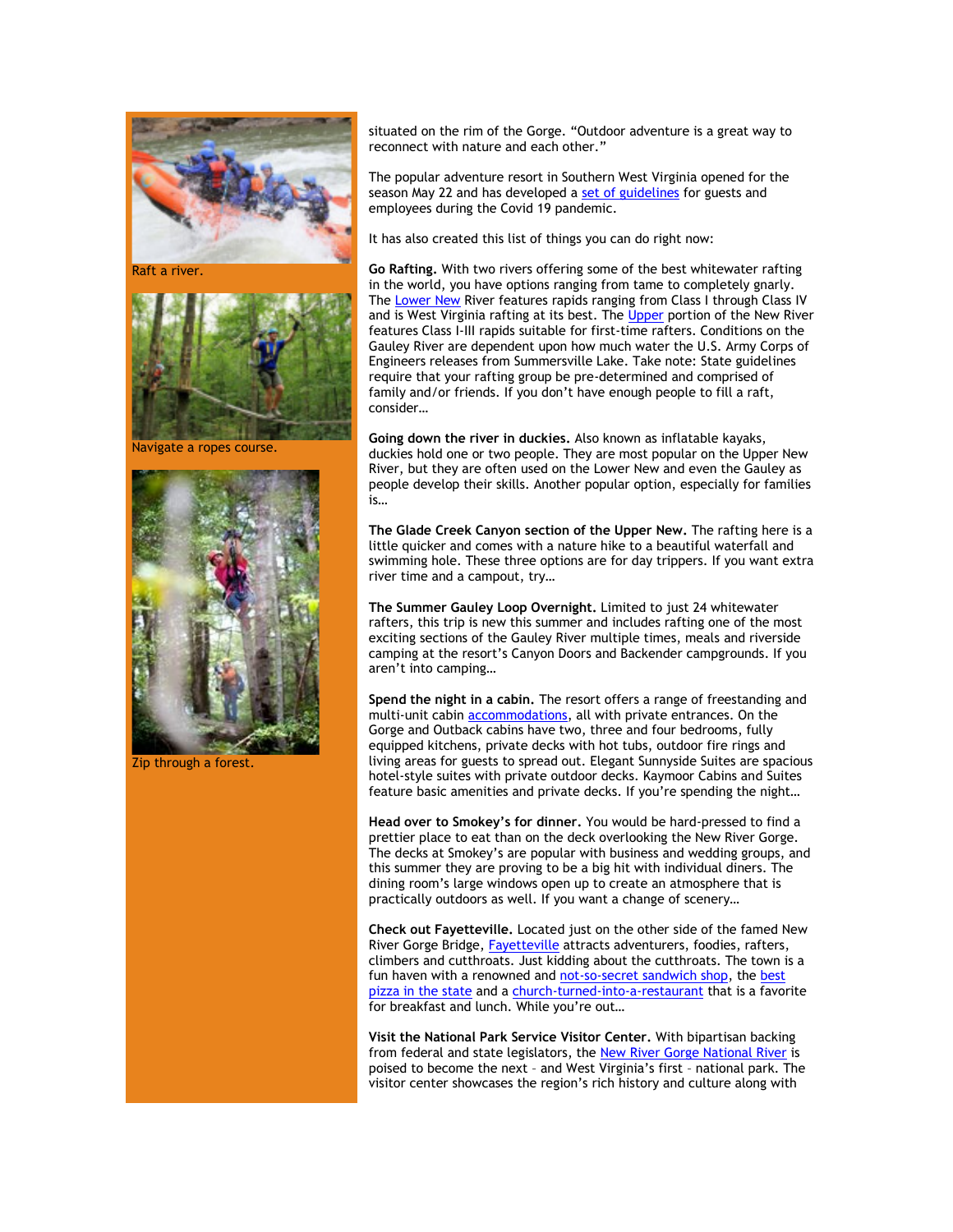Raft a river.

Navigate a ropes course.

Zip through a forest.

situated on the rim of the Gorge. "Outdoor adventure is a great way to reconnect with nature and each other."

The popular adventure resort in Southern West Virginia opened for the season May 22 and has developed a set of guidelines for guests and employees during the Covid 19 pandemic.

It has also created this list of things you can do right now:

**Go Rafting.** With two rivers offering some of the best whitewater rafting in the world, you have options ranging from tame to completely gnarly. The Lower New River features rapids ranging from Class I through Class IV and is West Virginia rafting at its best. The Upper portion of the New River features Class I-III rapids suitable for first-time rafters. Conditions on the Gauley River are dependent upon how much water the U.S. Army Corps of Engineers releases from Summersville Lake. Take note: State guidelines require that your rafting group be pre-determined and comprised of family and/or friends. If you don't have enough people to fill a raft, consider…

**Going down the river in duckies.** Also known as inflatable kayaks, duckies hold one or two people. They are most popular on the Upper New River, but they are often used on the Lower New and the Gauley as people develop their skills. Another popular option, especially for families is…

**The Glade Creek Canyon section of the Upper New.** The rafting here is a little quicker and comes with a nature hike to a beautiful waterfall and swimming hole. These three options are for day trippers. If you want extra river time and a campout, try…

**The Summer Gauley Loop Overnight.** Limited to just 24 whitewater rafters, this trip is new this summer and includes rafting one of the most exciting sections of the Gauley River multiple times, meals and riverside camping at the resort's Canyon Doors and Backender campgrounds. If you aren't into camping…

**Spend the night in a cabin.** The resort offers a range of freestanding and multi-unit cabin accommodations, all with private entrances. On the Gorge and Outback cabins have two, three and four bedrooms, fully equipped kitchens, private decks with hot tubs, outdoor fire rings and living areas for guests to spread out. Elegant Sunnyside Suites are spacious hotel-style suites with private outdoor decks. Kaymoor Cabins and Suites feature basic amenities and private decks. If you're spending the night…

**Head over to Smokey's for dinner.** You would be hard-pressed to find a prettier place to eat than on the deck overlooking the New River Gorge. The decks at Smokey's are popular with business and wedding groups, and this summer they are proving to be a big hit with individual diners. The dining room's large windows open up to create an atmosphere that is practically outdoors as well. If you want a change of scenery…

**Check out Fayetteville.** Located just on the other side of the famed New River Gorge Bridge, Fayetteville attracts adventurers, foodies, rafters, climbers and cutthroats. Just kidding about the cutthroats. The town is a fun haven with a renowned and not-so-secret sandwich shop, the best pizza in the state and a church-turned-into-a-restaurant that is a favorite for breakfast and lunch. While you're out…

**Visit the National Park Service Visitor Center.** With bipartisan backing from federal and state legislators, the New River Gorge National River is poised to become the next – and West Virginia's first – national park. The visitor center showcases the region's rich history and culture along with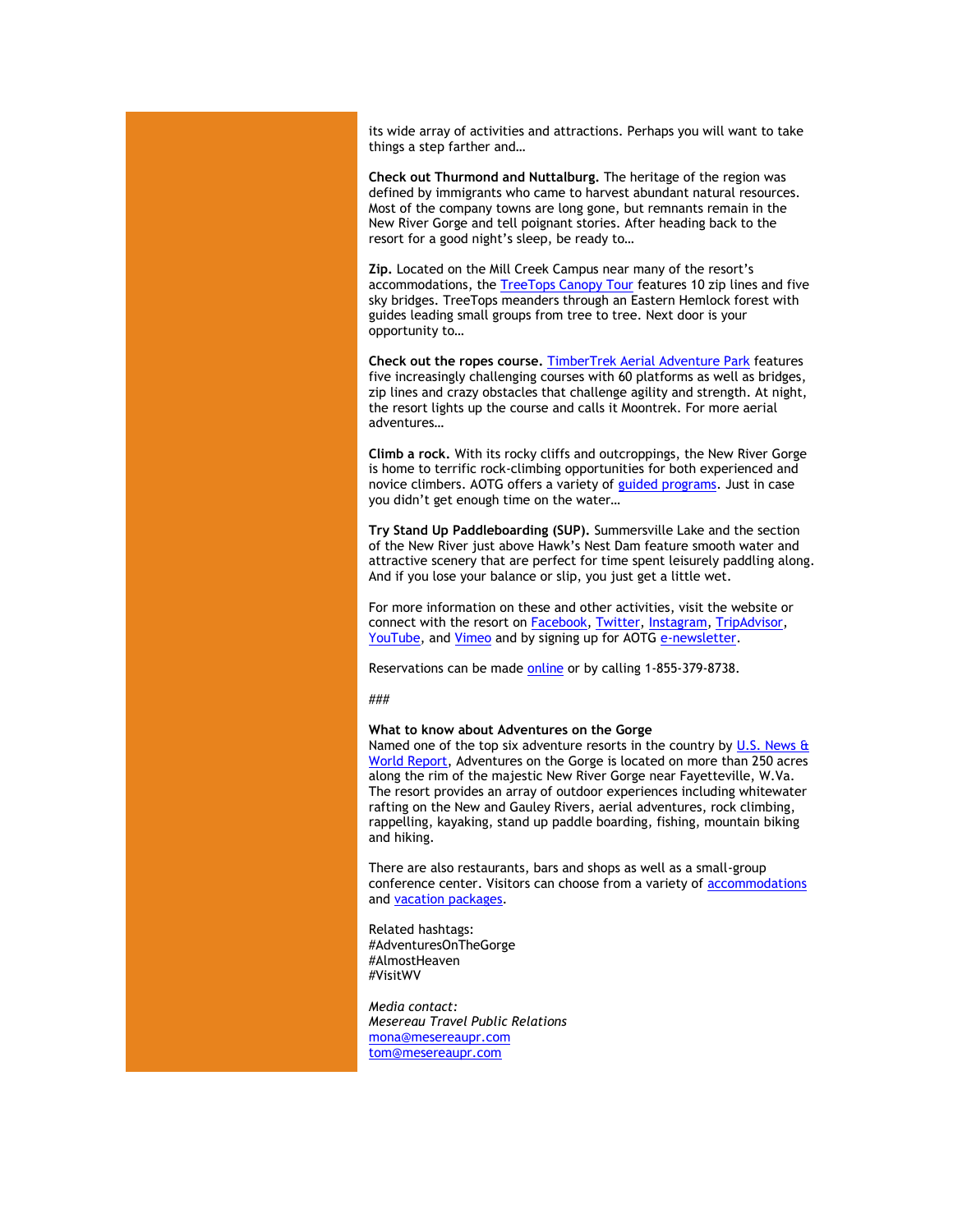its wide array of activities and attractions. Perhaps you will want to take things a step farther and…

**Check out Thurmond and Nuttalburg.** The heritage of the region was defined by immigrants who came to harvest abundant natural resources. Most of the company towns are long gone, but remnants remain in the New River Gorge and tell poignant stories. After heading back to the resort for a good night's sleep, be ready to…

**Zip.** Located on the Mill Creek Campus near many of the resort's accommodations, the TreeTops Canopy Tour features 10 zip lines and five sky bridges. TreeTops meanders through an Eastern Hemlock forest with guides leading small groups from tree to tree. Next door is your opportunity to…

**Check out the ropes course.** TimberTrek Aerial Adventure Park features five increasingly challenging courses with 60 platforms as well as bridges, zip lines and crazy obstacles that challenge agility and strength. At night, the resort lights up the course and calls it Moontrek. For more aerial adventures…

**Climb a rock.** With its rocky cliffs and outcroppings, the New River Gorge is home to terrific rock-climbing opportunities for both experienced and novice climbers. AOTG offers a variety of guided programs. Just in case you didn't get enough time on the water…

**Try Stand Up Paddleboarding (SUP).** Summersville Lake and the section of the New River just above Hawk's Nest Dam feature smooth water and attractive scenery that are perfect for time spent leisurely paddling along. And if you lose your balance or slip, you just get a little wet.

For more information on these and other activities, visit the website or connect with the resort on Facebook, Twitter, Instagram, TripAdvisor, YouTube, and Vimeo and by signing up for AOTG e-newsletter.

Reservations can be made online or by calling 1-855-379-8738.

###

**What to know about Adventures on the Gorge**
Named one of the top six adventure resorts in the country by U.S. News & World Report, Adventures on the Gorge is located on more than 250 acres along the rim of the majestic New River Gorge near Fayetteville, W.Va. The resort provides an array of outdoor experiences including whitewater rafting on the New and Gauley Rivers, aerial adventures, rock climbing, rappelling, kayaking, stand up paddle boarding, fishing, mountain biking and hiking.

There are also restaurants, bars and shops as well as a small-group conference center. Visitors can choose from a variety of accommodations and vacation packages.

Related hashtags:
#AdventuresOnTheGorge
#AlmostHeaven
#VisitWV

*Media contact:*
*Mesereau Travel Public Relations*
mona@mesereaupr.com
tom@mesereaupr.com